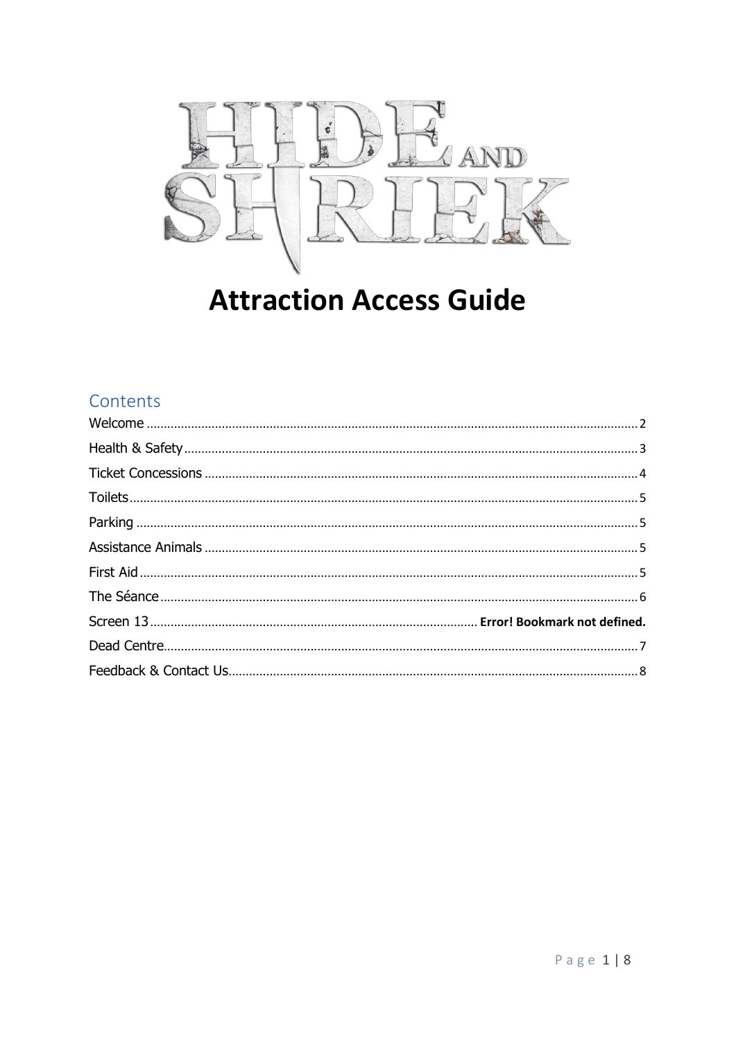# HIDE AND SHRIEK

# Attraction Access Guide

## Contents

Welcome ........................................................................ 2
Health & Safety ............................................................... 3
Ticket Concessions .......................................................... 4
Toilets ........................................................................... 5
Parking .......................................................................... 5
Assistance Animals .......................................................... 5
First Aid ......................................................................... 5
The Séance ..................................................................... 6
Screen 13 ..................................................... **Error! Bookmark not defined.**
Dead Centre .................................................................... 7
Feedback & Contact Us ..................................................... 8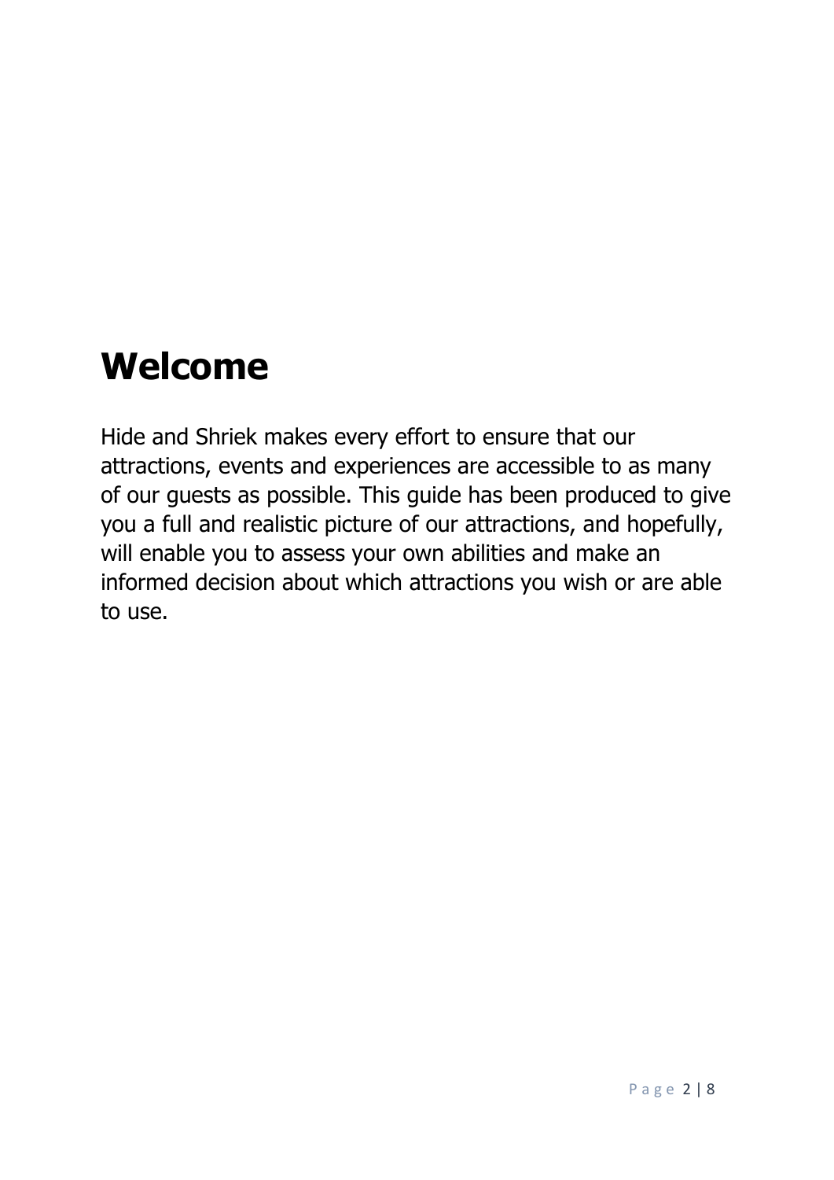# Welcome

Hide and Shriek makes every effort to ensure that our attractions, events and experiences are accessible to as many of our guests as possible. This guide has been produced to give you a full and realistic picture of our attractions, and hopefully, will enable you to assess your own abilities and make an informed decision about which attractions you wish or are able to use.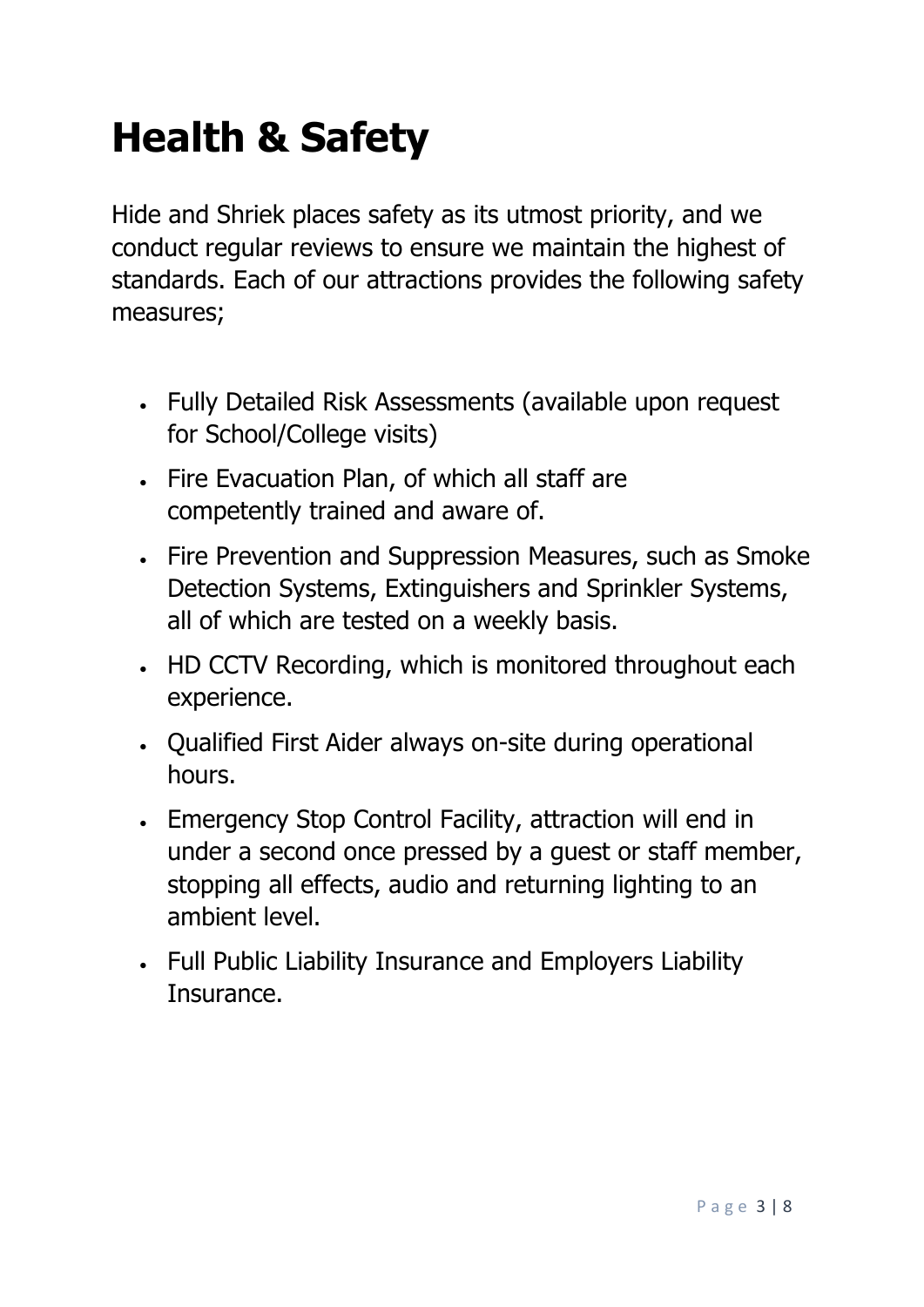# Health & Safety

Hide and Shriek places safety as its utmost priority, and we conduct regular reviews to ensure we maintain the highest of standards. Each of our attractions provides the following safety measures;

- Fully Detailed Risk Assessments (available upon request for School/College visits)
- Fire Evacuation Plan, of which all staff are competently trained and aware of.
- Fire Prevention and Suppression Measures, such as Smoke Detection Systems, Extinguishers and Sprinkler Systems, all of which are tested on a weekly basis.
- HD CCTV Recording, which is monitored throughout each experience.
- Qualified First Aider always on-site during operational hours.
- Emergency Stop Control Facility, attraction will end in under a second once pressed by a guest or staff member, stopping all effects, audio and returning lighting to an ambient level.
- Full Public Liability Insurance and Employers Liability Insurance.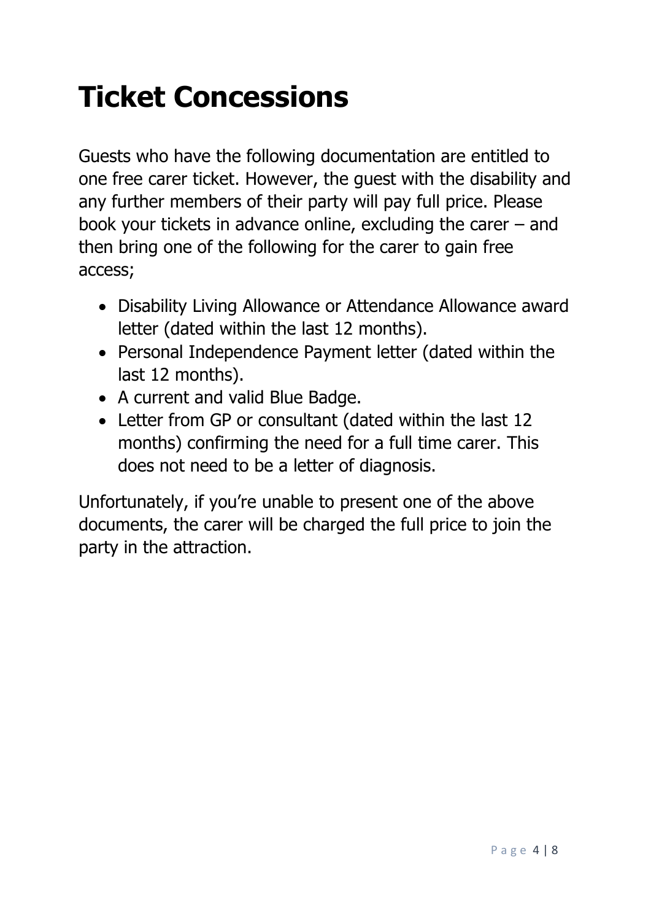# Ticket Concessions

Guests who have the following documentation are entitled to one free carer ticket. However, the guest with the disability and any further members of their party will pay full price. Please book your tickets in advance online, excluding the carer – and then bring one of the following for the carer to gain free access;

- Disability Living Allowance or Attendance Allowance award letter (dated within the last 12 months).
- Personal Independence Payment letter (dated within the last 12 months).
- A current and valid Blue Badge.
- Letter from GP or consultant (dated within the last 12 months) confirming the need for a full time carer. This does not need to be a letter of diagnosis.

Unfortunately, if you're unable to present one of the above documents, the carer will be charged the full price to join the party in the attraction.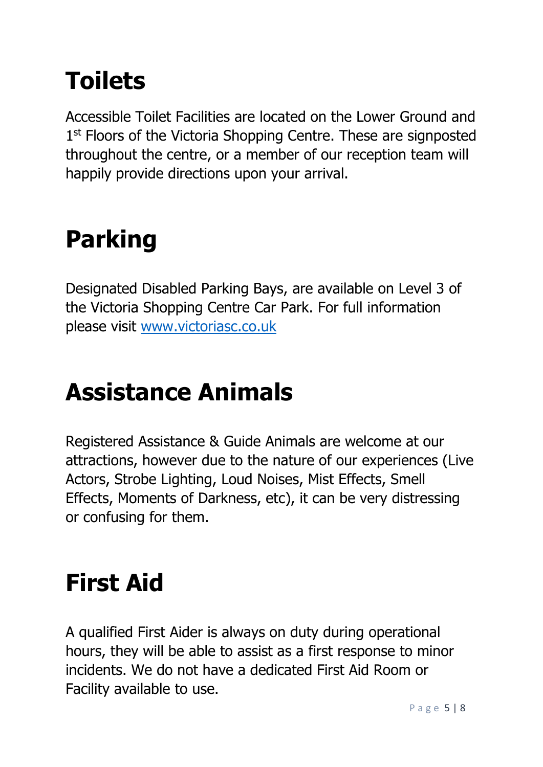# Toilets

Accessible Toilet Facilities are located on the Lower Ground and 1st Floors of the Victoria Shopping Centre. These are signposted throughout the centre, or a member of our reception team will happily provide directions upon your arrival.

# Parking

Designated Disabled Parking Bays, are available on Level 3 of the Victoria Shopping Centre Car Park. For full information please visit [www.victoriasc.co.uk](http://www.victoriasc.co.uk)

# Assistance Animals

Registered Assistance & Guide Animals are welcome at our attractions, however due to the nature of our experiences (Live Actors, Strobe Lighting, Loud Noises, Mist Effects, Smell Effects, Moments of Darkness, etc), it can be very distressing or confusing for them.

# First Aid

A qualified First Aider is always on duty during operational hours, they will be able to assist as a first response to minor incidents. We do not have a dedicated First Aid Room or Facility available to use.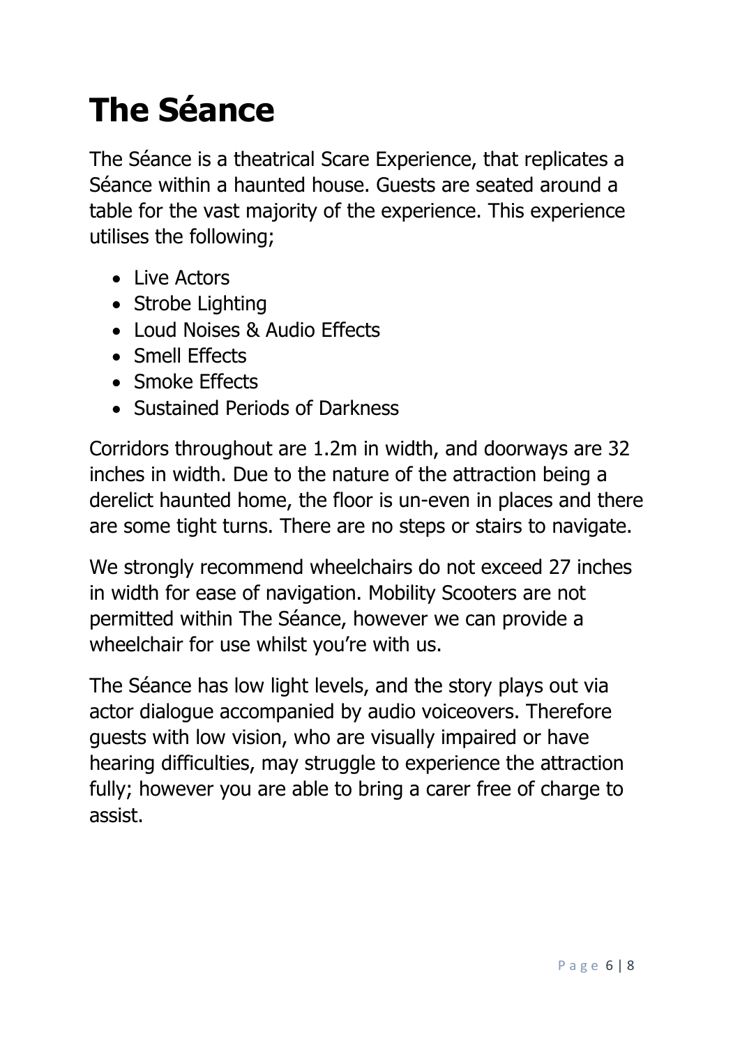# The Séance

The Séance is a theatrical Scare Experience, that replicates a Séance within a haunted house. Guests are seated around a table for the vast majority of the experience. This experience utilises the following;

- Live Actors
- Strobe Lighting
- Loud Noises & Audio Effects
- Smell Effects
- Smoke Effects
- Sustained Periods of Darkness

Corridors throughout are 1.2m in width, and doorways are 32 inches in width. Due to the nature of the attraction being a derelict haunted home, the floor is un-even in places and there are some tight turns. There are no steps or stairs to navigate.

We strongly recommend wheelchairs do not exceed 27 inches in width for ease of navigation. Mobility Scooters are not permitted within The Séance, however we can provide a wheelchair for use whilst you're with us.

The Séance has low light levels, and the story plays out via actor dialogue accompanied by audio voiceovers. Therefore guests with low vision, who are visually impaired or have hearing difficulties, may struggle to experience the attraction fully; however you are able to bring a carer free of charge to assist.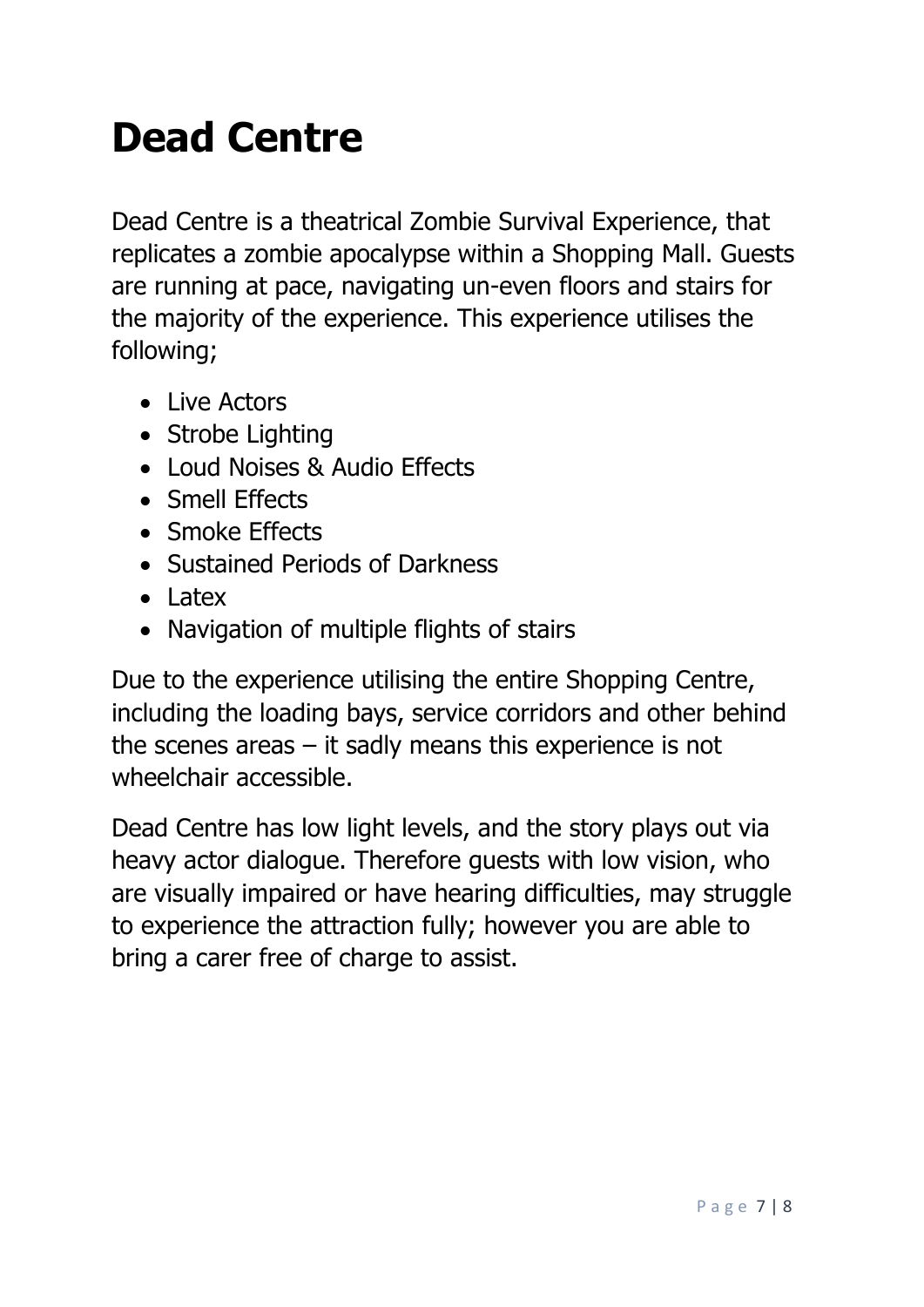# Dead Centre

Dead Centre is a theatrical Zombie Survival Experience, that replicates a zombie apocalypse within a Shopping Mall. Guests are running at pace, navigating un-even floors and stairs for the majority of the experience. This experience utilises the following;

- Live Actors
- Strobe Lighting
- Loud Noises & Audio Effects
- Smell Effects
- Smoke Effects
- Sustained Periods of Darkness
- Latex
- Navigation of multiple flights of stairs

Due to the experience utilising the entire Shopping Centre, including the loading bays, service corridors and other behind the scenes areas – it sadly means this experience is not wheelchair accessible.

Dead Centre has low light levels, and the story plays out via heavy actor dialogue. Therefore guests with low vision, who are visually impaired or have hearing difficulties, may struggle to experience the attraction fully; however you are able to bring a carer free of charge to assist.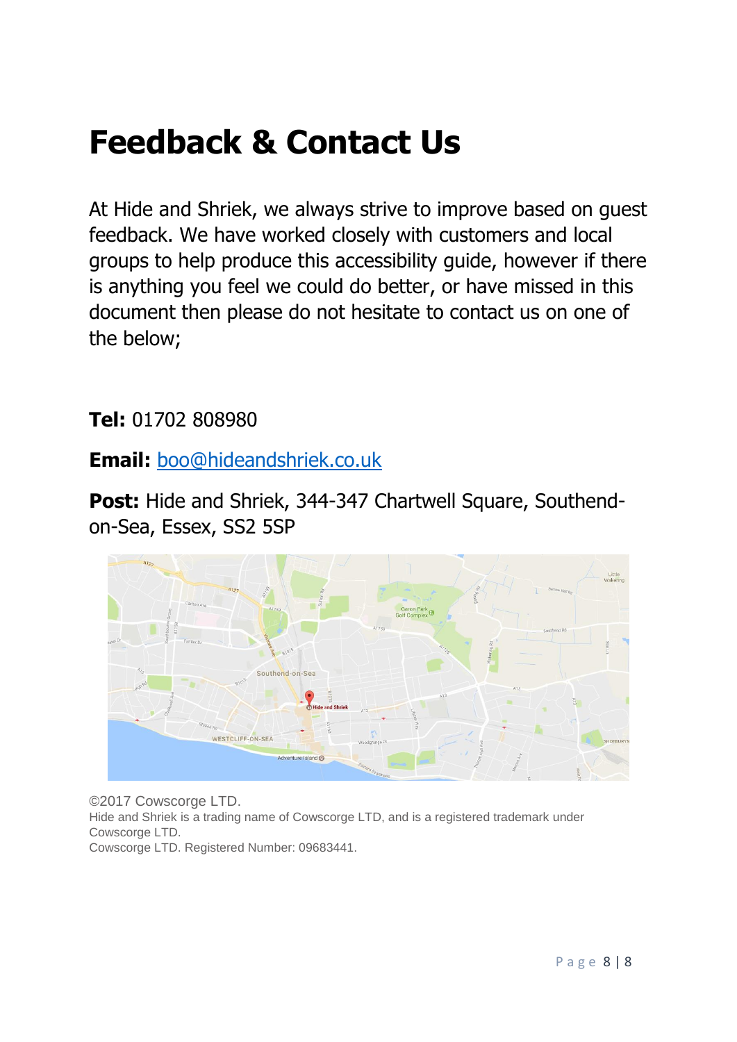# Feedback & Contact Us

At Hide and Shriek, we always strive to improve based on guest feedback. We have worked closely with customers and local groups to help produce this accessibility guide, however if there is anything you feel we could do better, or have missed in this document then please do not hesitate to contact us on one of the below;

**Tel:** 01702 808980

**Email:** boo@hideandshriek.co.uk

**Post:** Hide and Shriek, 344-347 Chartwell Square, Southend-on-Sea, Essex, SS2 5SP

©2017 Cowscorge LTD.
Hide and Shriek is a trading name of Cowscorge LTD, and is a registered trademark under Cowscorge LTD.
Cowscorge LTD. Registered Number: 09683441.